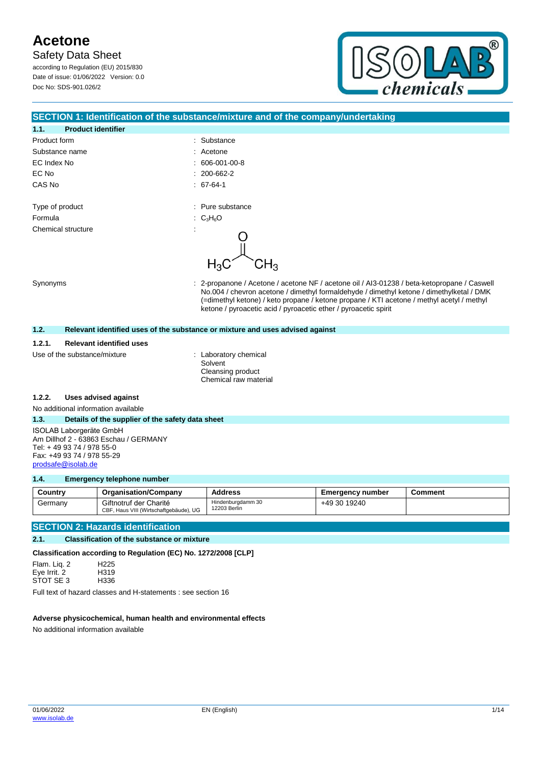# Acetone

Safety Data Sheet

according to Regulation (EU) 2015/830

Date of issue: 01/06/2022 Version: 0.0

Doc No: SDS-901.026/2

## SECTION 1: Identification of the substance/mixture and of the company/undertaking

### 1.1. Product identifier

| | |
|---|---|
| Product form | : Substance |
| Substance name | : Acetone |
| EC Index No | : 606-001-00-8 |
| EC No | : 200-662-2 |
| CAS No | : 67-64-1 |
| Type of product | : Pure substance |
| Formula | : $C_3H_6O$ |
| Chemical structure | : |
| Synonyms | : 2-propanone / Acetone / acetone NF / acetone oil / AI3-01238 / beta-ketopropane / Caswell No.004 / chevron acetone / dimethyl formaldehyde / dimethyl ketone / dimethylketal / DMK (=dimethyl ketone) / keto propane / ketone propane / KTI acetone / methyl acetyl / methyl ketone / pyroacetic acid / pyroacetic ether / pyroacetic spirit |

### 1.2. Relevant identified uses of the substance or mixture and uses advised against

#### 1.2.1. Relevant identified uses

Use of the substance/mixture : Laboratory chemical
Solvent
Cleansing product
Chemical raw material

#### 1.2.2. Uses advised against

No additional information available

### 1.3. Details of the supplier of the safety data sheet

ISOLAB Laborgeräte GmbH
Am Dillhof 2 - 63863 Eschau / GERMANY
Tel: + 49 93 74 / 978 55-0
Fax: +49 93 74 / 978 55-29
prodsafe@isolab.de

### 1.4. Emergency telephone number

| Country | Organisation/Company | Address | Emergency number | Comment |
|---|---|---|---|---|
| Germany | Giftnotruf der Charité<br>CBF, Haus VIII (Wirtschaftgebäude), UG | Hindenburgdamm 30<br>12203 Berlin | +49 30 19240 | |

## SECTION 2: Hazards identification

### 2.1. Classification of the substance or mixture

**Classification according to Regulation (EC) No. 1272/2008 [CLP]**

| | |
|---|---|
| Flam. Liq. 2 | H225 |
| Eye Irrit. 2 | H319 |
| STOT SE 3 | H336 |

Full text of hazard classes and H-statements : see section 16

**Adverse physicochemical, human health and environmental effects**

No additional information available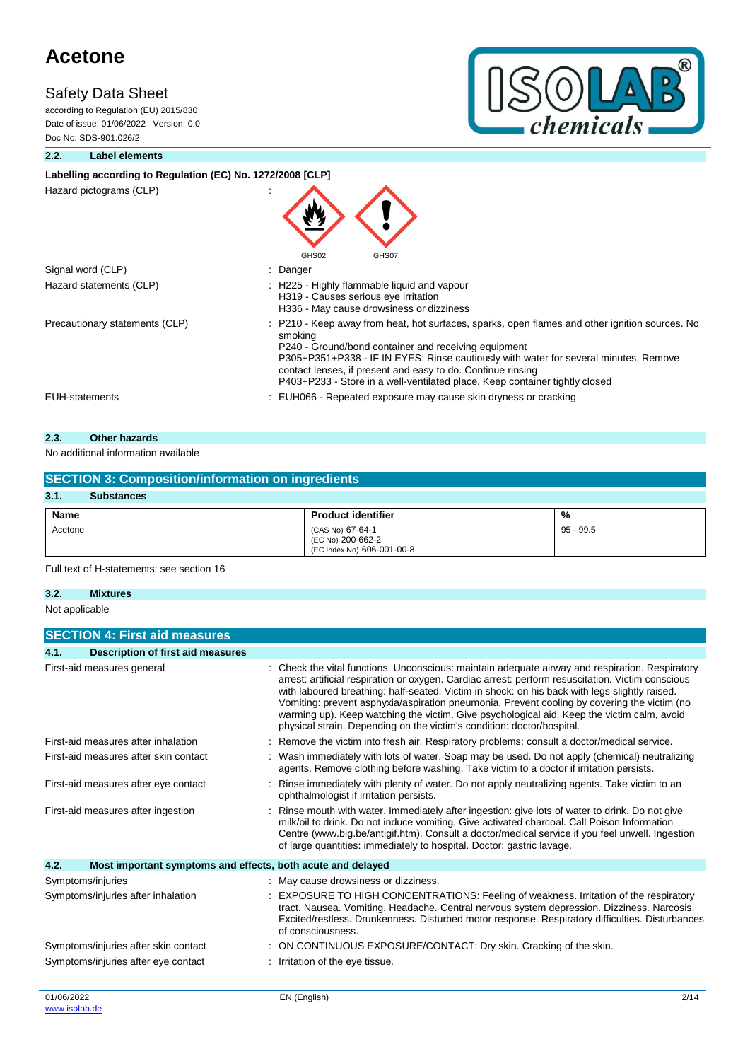### 2.2. Label elements

**Labelling according to Regulation (EC) No. 1272/2008 [CLP]**

Hazard pictograms (CLP) :

GHS02 GHS07

Signal word (CLP) : Danger

Hazard statements (CLP) : H225 - Highly flammable liquid and vapour
H319 - Causes serious eye irritation
H336 - May cause drowsiness or dizziness

Precautionary statements (CLP) : P210 - Keep away from heat, hot surfaces, sparks, open flames and other ignition sources. No smoking
P240 - Ground/bond container and receiving equipment
P305+P351+P338 - IF IN EYES: Rinse cautiously with water for several minutes. Remove contact lenses, if present and easy to do. Continue rinsing
P403+P233 - Store in a well-ventilated place. Keep container tightly closed

EUH-statements : EUH066 - Repeated exposure may cause skin dryness or cracking

### 2.3. Other hazards

No additional information available

## SECTION 3: Composition/information on ingredients

### 3.1. Substances

| Name | Product identifier | % |
|---|---|---|
| Acetone | (CAS No) 67-64-1<br>(EC No) 200-662-2<br>(EC Index No) 606-001-00-8 | 95 - 99.5 |

Full text of H-statements: see section 16

### 3.2. Mixtures

Not applicable

## SECTION 4: First aid measures

### 4.1. Description of first aid measures

First-aid measures general : Check the vital functions. Unconscious: maintain adequate airway and respiration. Respiratory arrest: artificial respiration or oxygen. Cardiac arrest: perform resuscitation. Victim conscious with laboured breathing: half-seated. Victim in shock: on his back with legs slightly raised. Vomiting: prevent asphyxia/aspiration pneumonia. Prevent cooling by covering the victim (no warming up). Keep watching the victim. Give psychological aid. Keep the victim calm, avoid physical strain. Depending on the victim's condition: doctor/hospital.

First-aid measures after inhalation : Remove the victim into fresh air. Respiratory problems: consult a doctor/medical service.

First-aid measures after skin contact : Wash immediately with lots of water. Soap may be used. Do not apply (chemical) neutralizing agents. Remove clothing before washing. Take victim to a doctor if irritation persists.

First-aid measures after eye contact : Rinse immediately with plenty of water. Do not apply neutralizing agents. Take victim to an ophthalmologist if irritation persists.

First-aid measures after ingestion : Rinse mouth with water. Immediately after ingestion: give lots of water to drink. Do not give milk/oil to drink. Do not induce vomiting. Give activated charcoal. Call Poison Information Centre (www.big.be/antigif.htm). Consult a doctor/medical service if you feel unwell. Ingestion of large quantities: immediately to hospital. Doctor: gastric lavage.

### 4.2. Most important symptoms and effects, both acute and delayed

Symptoms/injuries : May cause drowsiness or dizziness.

Symptoms/injuries after inhalation : EXPOSURE TO HIGH CONCENTRATIONS: Feeling of weakness. Irritation of the respiratory tract. Nausea. Vomiting. Headache. Central nervous system depression. Dizziness. Narcosis. Excited/restless. Drunkenness. Disturbed motor response. Respiratory difficulties. Disturbances of consciousness.

Symptoms/injuries after skin contact : ON CONTINUOUS EXPOSURE/CONTACT: Dry skin. Cracking of the skin.

Symptoms/injuries after eye contact : Irritation of the eye tissue.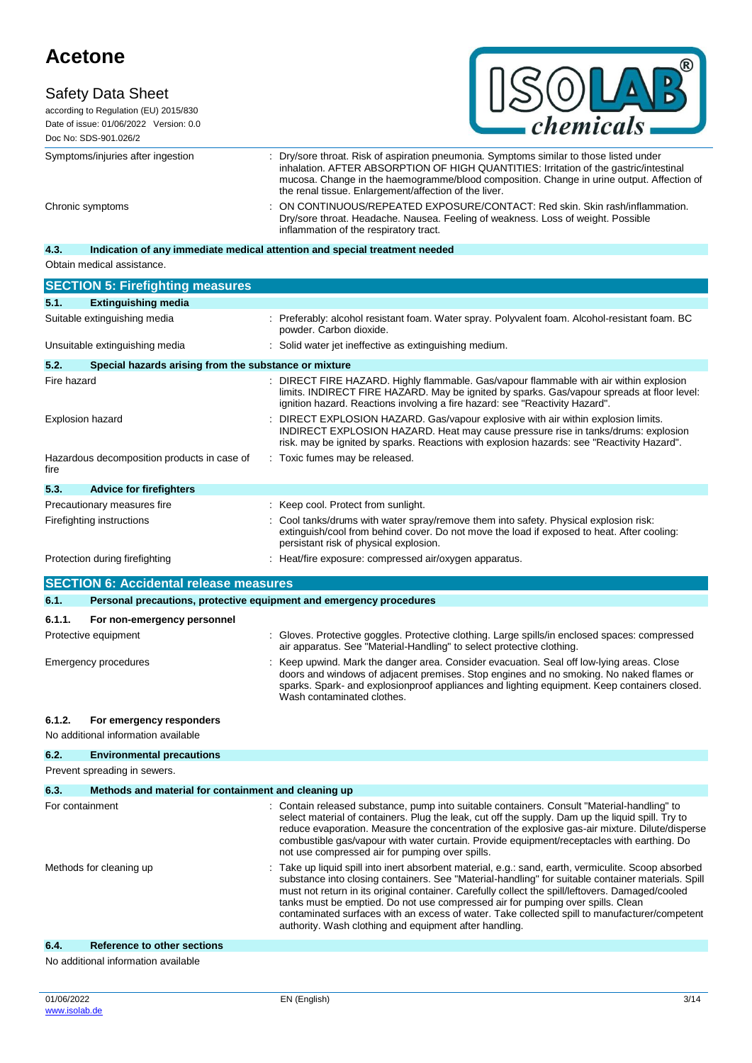| | |
|---|---|
| Symptoms/injuries after ingestion | : Dry/sore throat. Risk of aspiration pneumonia. Symptoms similar to those listed under inhalation. AFTER ABSORPTION OF HIGH QUANTITIES: Irritation of the gastric/intestinal mucosa. Change in the haemogramme/blood composition. Change in urine output. Affection of the renal tissue. Enlargement/affection of the liver. |
| Chronic symptoms | : ON CONTINUOUS/REPEATED EXPOSURE/CONTACT: Red skin. Skin rash/inflammation. Dry/sore throat. Headache. Nausea. Feeling of weakness. Loss of weight. Possible inflammation of the respiratory tract. |

### 4.3. Indication of any immediate medical attention and special treatment needed

Obtain medical assistance.

## SECTION 5: Firefighting measures

### 5.1. Extinguishing media

| | |
|---|---|
| Suitable extinguishing media | : Preferably: alcohol resistant foam. Water spray. Polyvalent foam. Alcohol-resistant foam. BC powder. Carbon dioxide. |
| Unsuitable extinguishing media | : Solid water jet ineffective as extinguishing medium. |

### 5.2. Special hazards arising from the substance or mixture

| | |
|---|---|
| Fire hazard | : DIRECT FIRE HAZARD. Highly flammable. Gas/vapour flammable with air within explosion limits. INDIRECT FIRE HAZARD. May be ignited by sparks. Gas/vapour spreads at floor level: ignition hazard. Reactions involving a fire hazard: see "Reactivity Hazard". |
| Explosion hazard | : DIRECT EXPLOSION HAZARD. Gas/vapour explosive with air within explosion limits. INDIRECT EXPLOSION HAZARD. Heat may cause pressure rise in tanks/drums: explosion risk. may be ignited by sparks. Reactions with explosion hazards: see "Reactivity Hazard". |
| Hazardous decomposition products in case of fire | : Toxic fumes may be released. |

### 5.3. Advice for firefighters

| | |
|---|---|
| Precautionary measures fire | : Keep cool. Protect from sunlight. |
| Firefighting instructions | : Cool tanks/drums with water spray/remove them into safety. Physical explosion risk: extinguish/cool from behind cover. Do not move the load if exposed to heat. After cooling: persistant risk of physical explosion. |
| Protection during firefighting | : Heat/fire exposure: compressed air/oxygen apparatus. |

## SECTION 6: Accidental release measures

### 6.1. Personal precautions, protective equipment and emergency procedures

#### 6.1.1. For non-emergency personnel

| | |
|---|---|
| Protective equipment | : Gloves. Protective goggles. Protective clothing. Large spills/in enclosed spaces: compressed air apparatus. See "Material-Handling" to select protective clothing. |
| Emergency procedures | : Keep upwind. Mark the danger area. Consider evacuation. Seal off low-lying areas. Close doors and windows of adjacent premises. Stop engines and no smoking. No naked flames or sparks. Spark- and explosionproof appliances and lighting equipment. Keep containers closed. Wash contaminated clothes. |

#### 6.1.2. For emergency responders

No additional information available

### 6.2. Environmental precautions

Prevent spreading in sewers.

### 6.3. Methods and material for containment and cleaning up

| | |
|---|---|
| For containment | : Contain released substance, pump into suitable containers. Consult "Material-handling" to select material of containers. Plug the leak, cut off the supply. Dam up the liquid spill. Try to reduce evaporation. Measure the concentration of the explosive gas-air mixture. Dilute/disperse combustible gas/vapour with water curtain. Provide equipment/receptacles with earthing. Do not use compressed air for pumping over spills. |
| Methods for cleaning up | : Take up liquid spill into inert absorbent material, e.g.: sand, earth, vermiculite. Scoop absorbed substance into closing containers. See "Material-handling" for suitable container materials. Spill must not return in its original container. Carefully collect the spill/leftovers. Damaged/cooled tanks must be emptied. Do not use compressed air for pumping over spills. Clean contaminated surfaces with an excess of water. Take collected spill to manufacturer/competent authority. Wash clothing and equipment after handling. |

### 6.4. Reference to other sections

No additional information available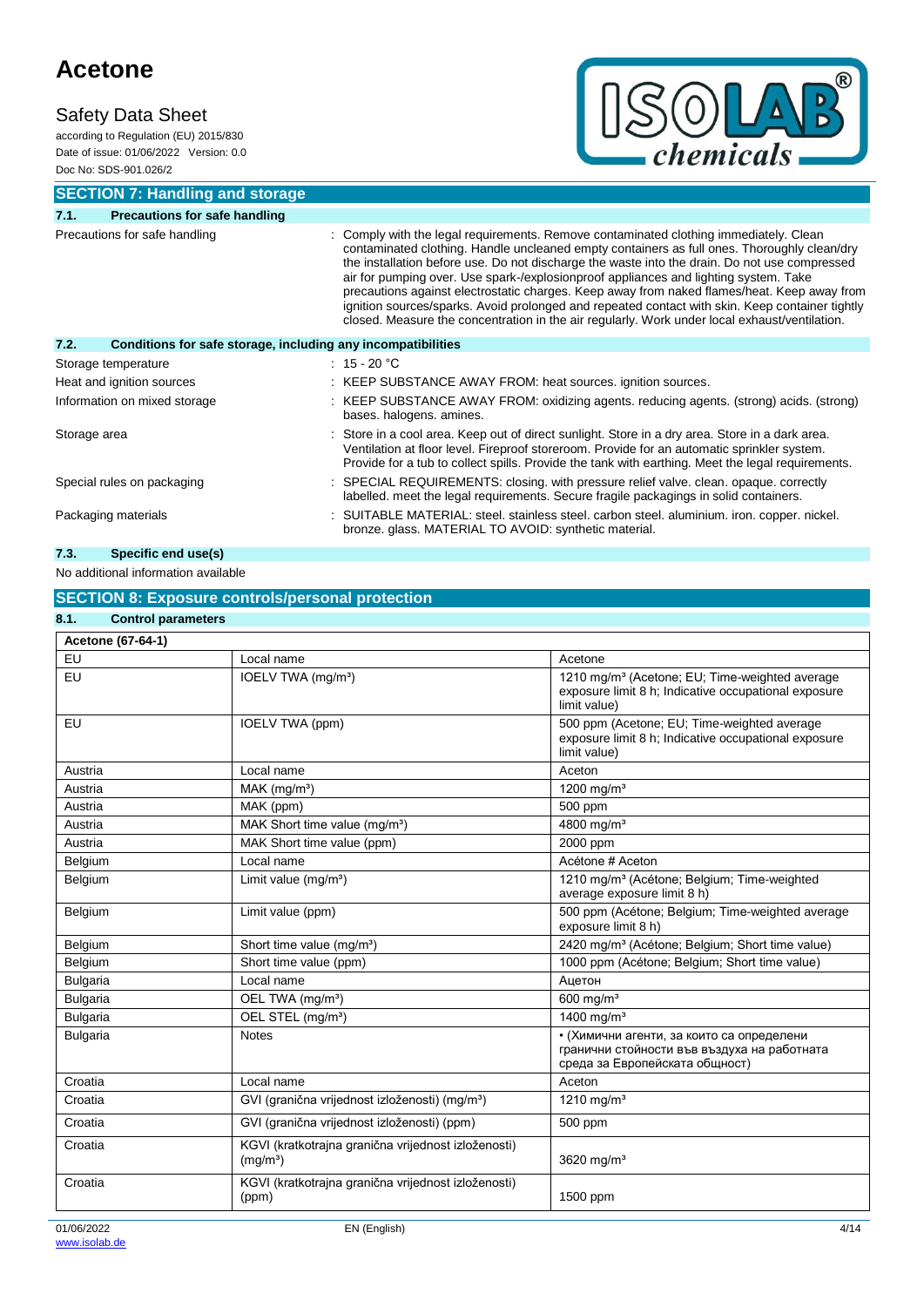## SECTION 7: Handling and storage

### 7.1. Precautions for safe handling

Precautions for safe handling : Comply with the legal requirements. Remove contaminated clothing immediately. Clean contaminated clothing. Handle uncleaned empty containers as full ones. Thoroughly clean/dry the installation before use. Do not discharge the waste into the drain. Do not use compressed air for pumping over. Use spark-/explosionproof appliances and lighting system. Take precautions against electrostatic charges. Keep away from naked flames/heat. Keep away from ignition sources/sparks. Avoid prolonged and repeated contact with skin. Keep container tightly closed. Measure the concentration in the air regularly. Work under local exhaust/ventilation.

### 7.2. Conditions for safe storage, including any incompatibilities

Storage temperature : 15 - 20 °C

Heat and ignition sources : KEEP SUBSTANCE AWAY FROM: heat sources. ignition sources.

Information on mixed storage : KEEP SUBSTANCE AWAY FROM: oxidizing agents. reducing agents. (strong) acids. (strong) bases. halogens. amines.

Storage area : Store in a cool area. Keep out of direct sunlight. Store in a dry area. Store in a dark area. Ventilation at floor level. Fireproof storeroom. Provide for an automatic sprinkler system. Provide for a tub to collect spills. Provide the tank with earthing. Meet the legal requirements.

Special rules on packaging : SPECIAL REQUIREMENTS: closing. with pressure relief valve. clean. opaque. correctly labelled. meet the legal requirements. Secure fragile packagings in solid containers.

Packaging materials : SUITABLE MATERIAL: steel. stainless steel. carbon steel. aluminium. iron. copper. nickel. bronze. glass. MATERIAL TO AVOID: synthetic material.

### 7.3. Specific end use(s)

No additional information available

## SECTION 8: Exposure controls/personal protection

### 8.1. Control parameters

| Acetone (67-64-1) | | |
|---|---|---|
| EU | Local name | Acetone |
| EU | IOELV TWA (mg/m³) | 1210 mg/m³ (Acetone; EU; Time-weighted average exposure limit 8 h; Indicative occupational exposure limit value) |
| EU | IOELV TWA (ppm) | 500 ppm (Acetone; EU; Time-weighted average exposure limit 8 h; Indicative occupational exposure limit value) |
| Austria | Local name | Aceton |
| Austria | MAK (mg/m³) | 1200 mg/m³ |
| Austria | MAK (ppm) | 500 ppm |
| Austria | MAK Short time value (mg/m³) | 4800 mg/m³ |
| Austria | MAK Short time value (ppm) | 2000 ppm |
| Belgium | Local name | Acétone # Aceton |
| Belgium | Limit value (mg/m³) | 1210 mg/m³ (Acétone; Belgium; Time-weighted average exposure limit 8 h) |
| Belgium | Limit value (ppm) | 500 ppm (Acétone; Belgium; Time-weighted average exposure limit 8 h) |
| Belgium | Short time value (mg/m³) | 2420 mg/m³ (Acétone; Belgium; Short time value) |
| Belgium | Short time value (ppm) | 1000 ppm (Acétone; Belgium; Short time value) |
| Bulgaria | Local name | Ацетон |
| Bulgaria | OEL TWA (mg/m³) | 600 mg/m³ |
| Bulgaria | OEL STEL (mg/m³) | 1400 mg/m³ |
| Bulgaria | Notes | • (Химични агенти, за които са определени гранични стойности във въздуха на работната среда за Европейската общност) |
| Croatia | Local name | Aceton |
| Croatia | GVI (granična vrijednost izloženosti) (mg/m³) | 1210 mg/m³ |
| Croatia | GVI (granična vrijednost izloženosti) (ppm) | 500 ppm |
| Croatia | KGVI (kratkotrajna granična vrijednost izloženosti) (mg/m³) | 3620 mg/m³ |
| Croatia | KGVI (kratkotrajna granična vrijednost izloženosti) (ppm) | 1500 ppm |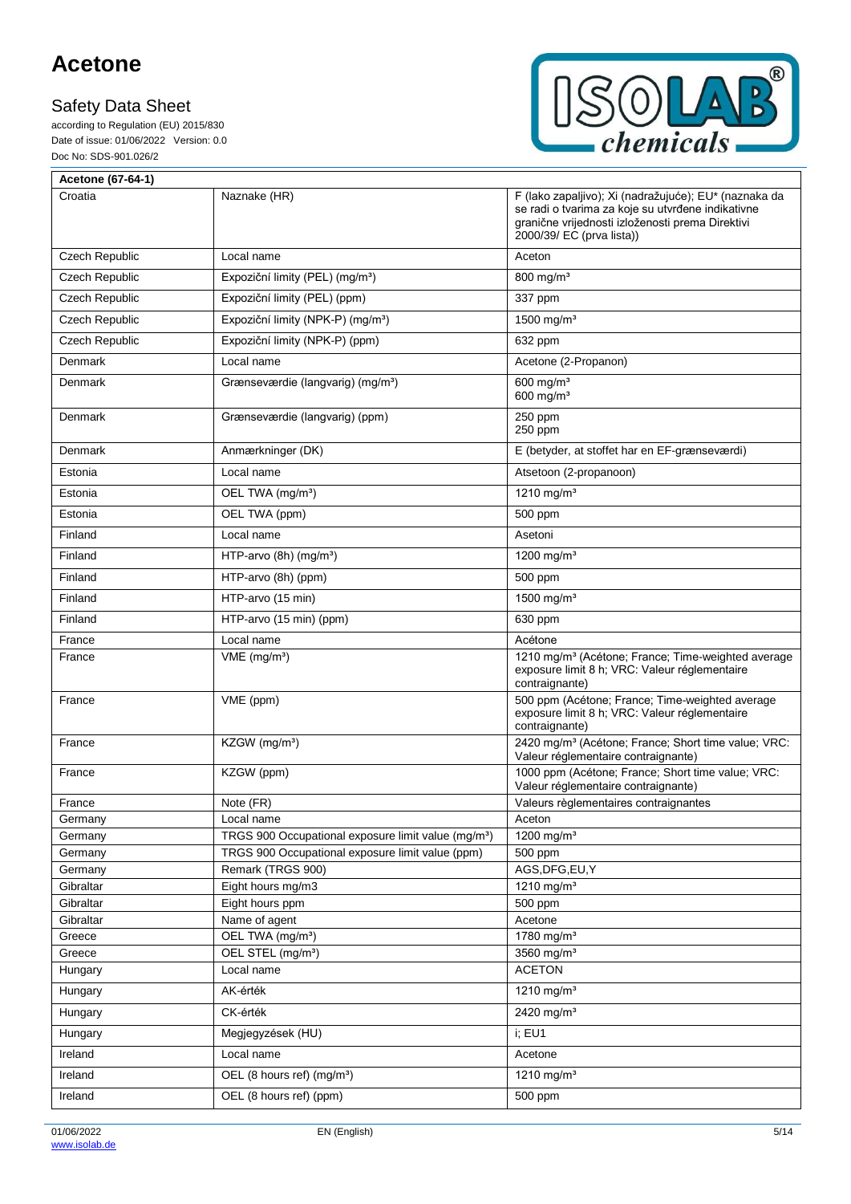| Acetone (67-64-1) | | |
|---|---|---|
| Croatia | Naznake (HR) | F (lako zapaljivo); Xi (nadražujuće); EU* (naznaka da se radi o tvarima za koje su utvrđene indikativne granične vrijednosti izloženosti prema Direktivi 2000/39/ EC (prva lista)) |
| Czech Republic | Local name | Aceton |
| Czech Republic | Expoziční limity (PEL) (mg/m³) | 800 mg/m³ |
| Czech Republic | Expoziční limity (PEL) (ppm) | 337 ppm |
| Czech Republic | Expoziční limity (NPK-P) (mg/m³) | 1500 mg/m³ |
| Czech Republic | Expoziční limity (NPK-P) (ppm) | 632 ppm |
| Denmark | Local name | Acetone (2-Propanon) |
| Denmark | Grænseværdie (langvarig) (mg/m³) | 600 mg/m³<br>600 mg/m³ |
| Denmark | Grænseværdie (langvarig) (ppm) | 250 ppm<br>250 ppm |
| Denmark | Anmærkninger (DK) | E (betyder, at stoffet har en EF-grænseværdi) |
| Estonia | Local name | Atsetoon (2-propanoon) |
| Estonia | OEL TWA (mg/m³) | 1210 mg/m³ |
| Estonia | OEL TWA (ppm) | 500 ppm |
| Finland | Local name | Asetoni |
| Finland | HTP-arvo (8h) (mg/m³) | 1200 mg/m³ |
| Finland | HTP-arvo (8h) (ppm) | 500 ppm |
| Finland | HTP-arvo (15 min) | 1500 mg/m³ |
| Finland | HTP-arvo (15 min) (ppm) | 630 ppm |
| France | Local name | Acétone |
| France | VME (mg/m³) | 1210 mg/m³ (Acétone; France; Time-weighted average exposure limit 8 h; VRC: Valeur réglementaire contraignante) |
| France | VME (ppm) | 500 ppm (Acétone; France; Time-weighted average exposure limit 8 h; VRC: Valeur réglementaire contraignante) |
| France | KZGW (mg/m³) | 2420 mg/m³ (Acétone; France; Short time value; VRC: Valeur réglementaire contraignante) |
| France | KZGW (ppm) | 1000 ppm (Acétone; France; Short time value; VRC: Valeur réglementaire contraignante) |
| France | Note (FR) | Valeurs règlementaires contraignantes |
| Germany | Local name | Aceton |
| Germany | TRGS 900 Occupational exposure limit value (mg/m³) | 1200 mg/m³ |
| Germany | TRGS 900 Occupational exposure limit value (ppm) | 500 ppm |
| Germany | Remark (TRGS 900) | AGS,DFG,EU,Y |
| Gibraltar | Eight hours mg/m3 | 1210 mg/m³ |
| Gibraltar | Eight hours ppm | 500 ppm |
| Gibraltar | Name of agent | Acetone |
| Greece | OEL TWA (mg/m³) | 1780 mg/m³ |
| Greece | OEL STEL (mg/m³) | 3560 mg/m³ |
| Hungary | Local name | ACETON |
| Hungary | AK-érték | 1210 mg/m³ |
| Hungary | CK-érték | 2420 mg/m³ |
| Hungary | Megjegyzések (HU) | i; EU1 |
| Ireland | Local name | Acetone |
| Ireland | OEL (8 hours ref) (mg/m³) | 1210 mg/m³ |
| Ireland | OEL (8 hours ref) (ppm) | 500 ppm |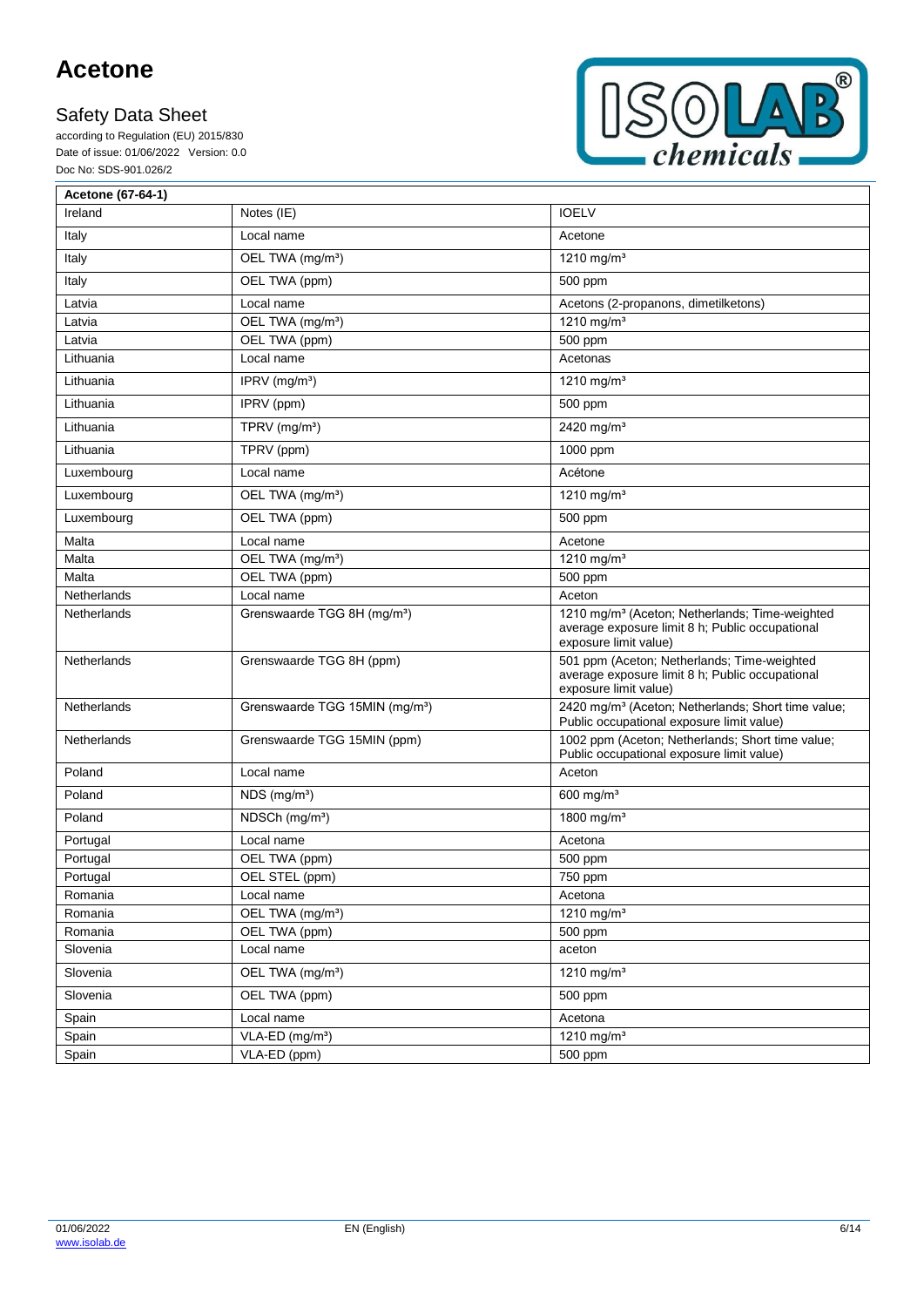| Acetone (67-64-1) | | |
|---|---|---|
| Ireland | Notes (IE) | IOELV |
| Italy | Local name | Acetone |
| Italy | OEL TWA (mg/m³) | 1210 mg/m³ |
| Italy | OEL TWA (ppm) | 500 ppm |
| Latvia | Local name | Acetons (2-propanons, dimetilketons) |
| Latvia | OEL TWA (mg/m³) | 1210 mg/m³ |
| Latvia | OEL TWA (ppm) | 500 ppm |
| Lithuania | Local name | Acetonas |
| Lithuania | IPRV (mg/m³) | 1210 mg/m³ |
| Lithuania | IPRV (ppm) | 500 ppm |
| Lithuania | TPRV (mg/m³) | 2420 mg/m³ |
| Lithuania | TPRV (ppm) | 1000 ppm |
| Luxembourg | Local name | Acétone |
| Luxembourg | OEL TWA (mg/m³) | 1210 mg/m³ |
| Luxembourg | OEL TWA (ppm) | 500 ppm |
| Malta | Local name | Acetone |
| Malta | OEL TWA (mg/m³) | 1210 mg/m³ |
| Malta | OEL TWA (ppm) | 500 ppm |
| Netherlands | Local name | Aceton |
| Netherlands | Grenswaarde TGG 8H (mg/m³) | 1210 mg/m³ (Aceton; Netherlands; Time-weighted average exposure limit 8 h; Public occupational exposure limit value) |
| Netherlands | Grenswaarde TGG 8H (ppm) | 501 ppm (Aceton; Netherlands; Time-weighted average exposure limit 8 h; Public occupational exposure limit value) |
| Netherlands | Grenswaarde TGG 15MIN (mg/m³) | 2420 mg/m³ (Aceton; Netherlands; Short time value; Public occupational exposure limit value) |
| Netherlands | Grenswaarde TGG 15MIN (ppm) | 1002 ppm (Aceton; Netherlands; Short time value; Public occupational exposure limit value) |
| Poland | Local name | Aceton |
| Poland | NDS (mg/m³) | 600 mg/m³ |
| Poland | NDSCh (mg/m³) | 1800 mg/m³ |
| Portugal | Local name | Acetona |
| Portugal | OEL TWA (ppm) | 500 ppm |
| Portugal | OEL STEL (ppm) | 750 ppm |
| Romania | Local name | Acetona |
| Romania | OEL TWA (mg/m³) | 1210 mg/m³ |
| Romania | OEL TWA (ppm) | 500 ppm |
| Slovenia | Local name | aceton |
| Slovenia | OEL TWA (mg/m³) | 1210 mg/m³ |
| Slovenia | OEL TWA (ppm) | 500 ppm |
| Spain | Local name | Acetona |
| Spain | VLA-ED (mg/m³) | 1210 mg/m³ |
| Spain | VLA-ED (ppm) | 500 ppm |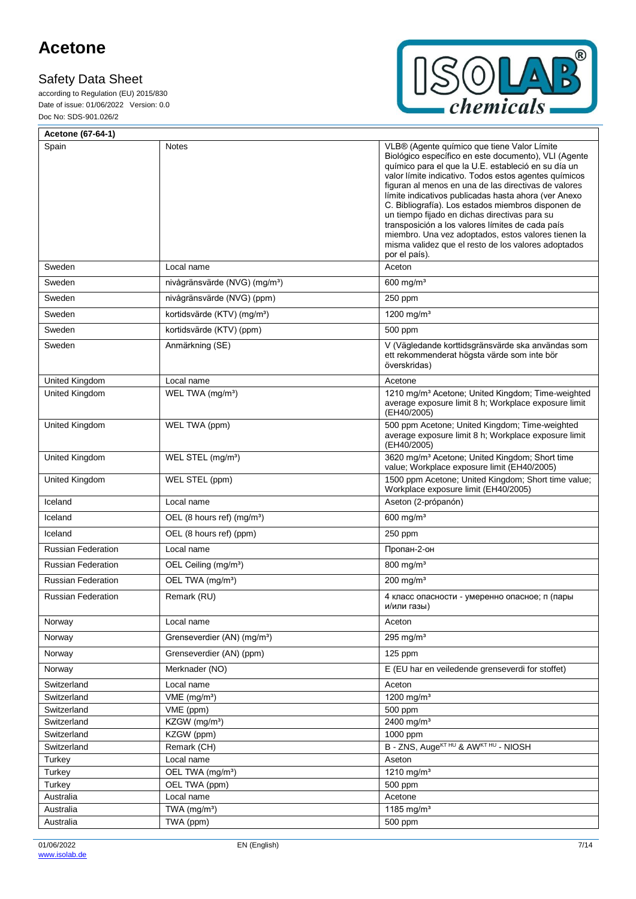| Acetone (67-64-1) | | |
|---|---|---|
| Spain | Notes | VLB® (Agente químico que tiene Valor Límite Biológico específico en este documento), VLI (Agente químico para el que la U.E. estableció en su día un valor límite indicativo. Todos estos agentes químicos figuran al menos en una de las directivas de valores límite indicativos publicadas hasta ahora (ver Anexo C. Bibliografía). Los estados miembros disponen de un tiempo fijado en dichas directivas para su transposición a los valores límites de cada país miembro. Una vez adoptados, estos valores tienen la misma validez que el resto de los valores adoptados por el país). |
| Sweden | Local name | Aceton |
| Sweden | nivågränsvärde (NVG) (mg/m³) | 600 mg/m³ |
| Sweden | nivågränsvärde (NVG) (ppm) | 250 ppm |
| Sweden | kortidsvärde (KTV) (mg/m³) | 1200 mg/m³ |
| Sweden | kortidsvärde (KTV) (ppm) | 500 ppm |
| Sweden | Anmärkning (SE) | V (Vägledande korttidsgränsvärde ska användas som ett rekommenderat högsta värde som inte bör överskridas) |
| United Kingdom | Local name | Acetone |
| United Kingdom | WEL TWA (mg/m³) | 1210 mg/m³ Acetone; United Kingdom; Time-weighted average exposure limit 8 h; Workplace exposure limit (EH40/2005) |
| United Kingdom | WEL TWA (ppm) | 500 ppm Acetone; United Kingdom; Time-weighted average exposure limit 8 h; Workplace exposure limit (EH40/2005) |
| United Kingdom | WEL STEL (mg/m³) | 3620 mg/m³ Acetone; United Kingdom; Short time value; Workplace exposure limit (EH40/2005) |
| United Kingdom | WEL STEL (ppm) | 1500 ppm Acetone; United Kingdom; Short time value; Workplace exposure limit (EH40/2005) |
| Iceland | Local name | Aseton (2-própanón) |
| Iceland | OEL (8 hours ref) (mg/m³) | 600 mg/m³ |
| Iceland | OEL (8 hours ref) (ppm) | 250 ppm |
| Russian Federation | Local name | Пропан-2-он |
| Russian Federation | OEL Ceiling (mg/m³) | 800 mg/m³ |
| Russian Federation | OEL TWA (mg/m³) | 200 mg/m³ |
| Russian Federation | Remark (RU) | 4 класс опасности - умеренно опасное; п (пары и/или газы) |
| Norway | Local name | Aceton |
| Norway | Grenseverdier (AN) (mg/m³) | 295 mg/m³ |
| Norway | Grenseverdier (AN) (ppm) | 125 ppm |
| Norway | Merknader (NO) | E (EU har en veiledende grenseverdi for stoffet) |
| Switzerland | Local name | Aceton |
| Switzerland | VME (mg/m³) | 1200 mg/m³ |
| Switzerland | VME (ppm) | 500 ppm |
| Switzerland | KZGW (mg/m³) | 2400 mg/m³ |
| Switzerland | KZGW (ppm) | 1000 ppm |
| Switzerland | Remark (CH) | B - ZNS, Auge[KT HU] & AW[KT HU] - NIOSH |
| Turkey | Local name | Aseton |
| Turkey | OEL TWA (mg/m³) | 1210 mg/m³ |
| Turkey | OEL TWA (ppm) | 500 ppm |
| Australia | Local name | Acetone |
| Australia | TWA (mg/m³) | 1185 mg/m³ |
| Australia | TWA (ppm) | 500 ppm |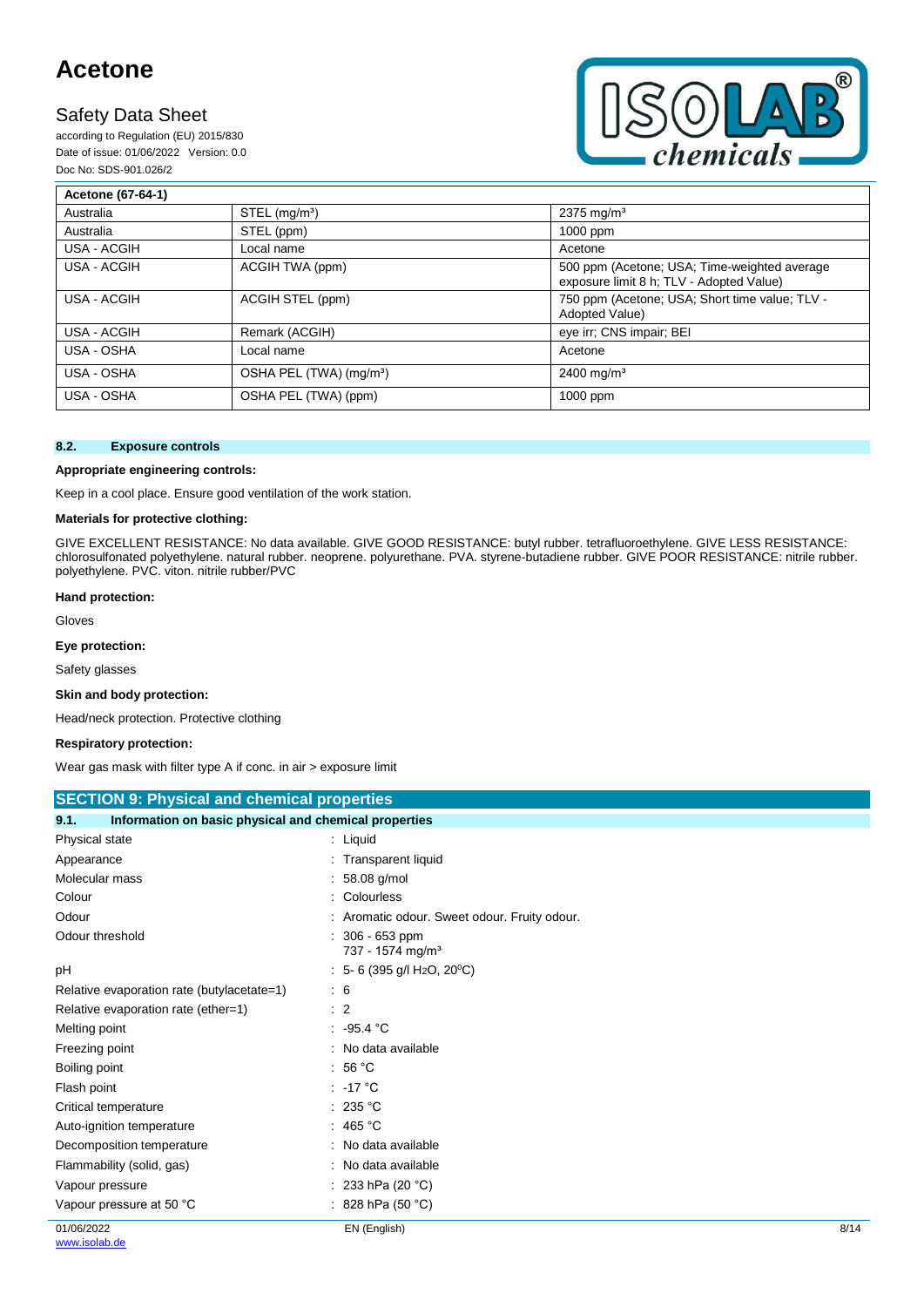| Acetone (67-64-1) | | |
|---|---|---|
| Australia | STEL (mg/m³) | 2375 mg/m³ |
| Australia | STEL (ppm) | 1000 ppm |
| USA - ACGIH | Local name | Acetone |
| USA - ACGIH | ACGIH TWA (ppm) | 500 ppm (Acetone; USA; Time-weighted average exposure limit 8 h; TLV - Adopted Value) |
| USA - ACGIH | ACGIH STEL (ppm) | 750 ppm (Acetone; USA; Short time value; TLV - Adopted Value) |
| USA - ACGIH | Remark (ACGIH) | eye irr; CNS impair; BEI |
| USA - OSHA | Local name | Acetone |
| USA - OSHA | OSHA PEL (TWA) (mg/m³) | 2400 mg/m³ |
| USA - OSHA | OSHA PEL (TWA) (ppm) | 1000 ppm |

### 8.2. Exposure controls

**Appropriate engineering controls:**

Keep in a cool place. Ensure good ventilation of the work station.

**Materials for protective clothing:**

GIVE EXCELLENT RESISTANCE: No data available. GIVE GOOD RESISTANCE: butyl rubber. tetrafluoroethylene. GIVE LESS RESISTANCE: chlorosulfonated polyethylene. natural rubber. neoprene. polyurethane. PVA. styrene-butadiene rubber. GIVE POOR RESISTANCE: nitrile rubber. polyethylene. PVC. viton. nitrile rubber/PVC

**Hand protection:**

Gloves

**Eye protection:**

Safety glasses

**Skin and body protection:**

Head/neck protection. Protective clothing

**Respiratory protection:**

Wear gas mask with filter type A if conc. in air > exposure limit

## SECTION 9: Physical and chemical properties

### 9.1. Information on basic physical and chemical properties

| | |
|---|---|
| Physical state | : Liquid |
| Appearance | : Transparent liquid |
| Molecular mass | : 58.08 g/mol |
| Colour | : Colourless |
| Odour | : Aromatic odour. Sweet odour. Fruity odour. |
| Odour threshold | : 306 - 653 ppm<br>737 - 1574 mg/m³ |
| pH | : 5- 6 (395 g/l $H_2O$, 20°C) |
| Relative evaporation rate (butylacetate=1) | : 6 |
| Relative evaporation rate (ether=1) | : 2 |
| Melting point | : -95.4 °C |
| Freezing point | : No data available |
| Boiling point | : 56 °C |
| Flash point | : -17 °C |
| Critical temperature | : 235 °C |
| Auto-ignition temperature | : 465 °C |
| Decomposition temperature | : No data available |
| Flammability (solid, gas) | : No data available |
| Vapour pressure | : 233 hPa (20 °C) |
| Vapour pressure at 50 °C | : 828 hPa (50 °C) |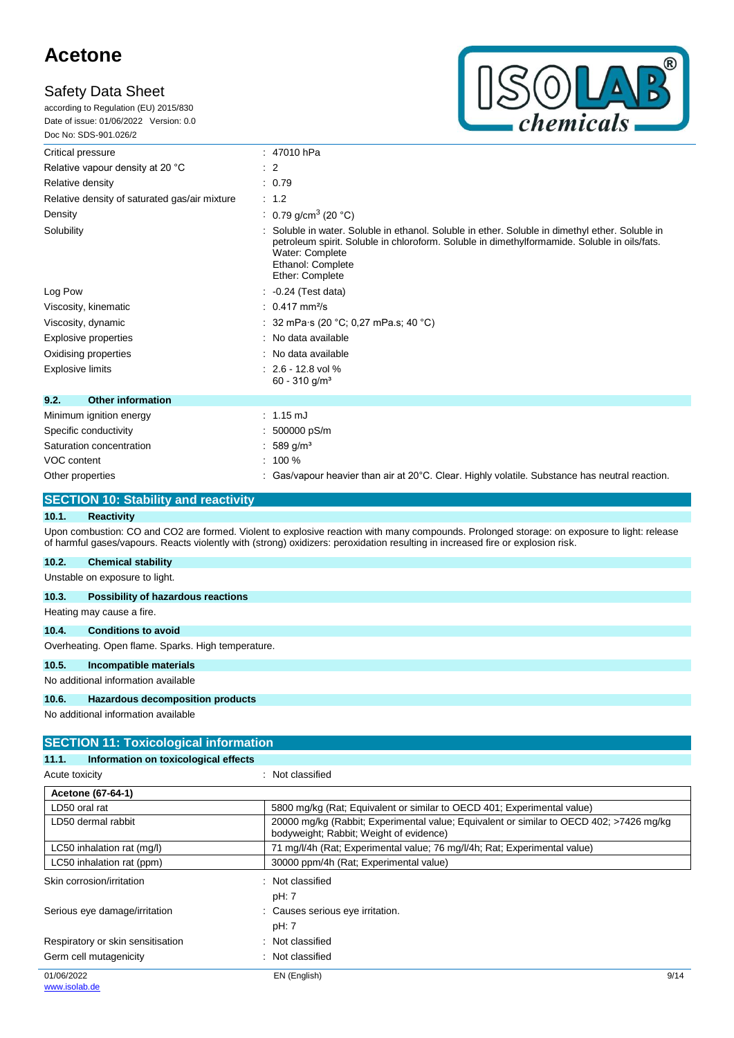| | |
|---|---|
| Critical pressure | : 47010 hPa |
| Relative vapour density at 20 °C | : 2 |
| Relative density | : 0.79 |
| Relative density of saturated gas/air mixture | : 1.2 |
| Density | : 0.79 g/cm$^3$ (20 °C) |
| Solubility | : Soluble in water. Soluble in ethanol. Soluble in ether. Soluble in dimethyl ether. Soluble in petroleum spirit. Soluble in chloroform. Soluble in dimethylformamide. Soluble in oils/fats. Water: Complete Ethanol: Complete Ether: Complete |
| Log Pow | : -0.24 (Test data) |
| Viscosity, kinematic | : 0.417 mm²/s |
| Viscosity, dynamic | : 32 mPa·s (20 °C; 0,27 mPa.s; 40 °C) |
| Explosive properties | : No data available |
| Oxidising properties | : No data available |
| Explosive limits | : 2.6 - 12.8 vol % 60 - 310 g/m³ |

### 9.2. Other information

| | |
|---|---|
| Minimum ignition energy | : 1.15 mJ |
| Specific conductivity | : 500000 pS/m |
| Saturation concentration | : 589 g/m³ |
| VOC content | : 100 % |
| Other properties | : Gas/vapour heavier than air at 20°C. Clear. Highly volatile. Substance has neutral reaction. |

## SECTION 10: Stability and reactivity

### 10.1. Reactivity

Upon combustion: CO and CO2 are formed. Violent to explosive reaction with many compounds. Prolonged storage: on exposure to light: release of harmful gases/vapours. Reacts violently with (strong) oxidizers: peroxidation resulting in increased fire or explosion risk.

### 10.2. Chemical stability

Unstable on exposure to light.

### 10.3. Possibility of hazardous reactions

Heating may cause a fire.

### 10.4. Conditions to avoid

Overheating. Open flame. Sparks. High temperature.

### 10.5. Incompatible materials

No additional information available

### 10.6. Hazardous decomposition products

No additional information available

## SECTION 11: Toxicological information

### 11.1. Information on toxicological effects

Acute toxicity : Not classified

| Acetone (67-64-1) | |
|---|---|
| LD50 oral rat | 5800 mg/kg (Rat; Equivalent or similar to OECD 401; Experimental value) |
| LD50 dermal rabbit | 20000 mg/kg (Rabbit; Experimental value; Equivalent or similar to OECD 402; >7426 mg/kg bodyweight; Rabbit; Weight of evidence) |
| LC50 inhalation rat (mg/l) | 71 mg/l/4h (Rat; Experimental value; 76 mg/l/4h; Rat; Experimental value) |
| LC50 inhalation rat (ppm) | 30000 ppm/4h (Rat; Experimental value) |

| | |
|---|---|
| Skin corrosion/irritation | : Not classified |
| | pH: 7 |
| Serious eye damage/irritation | : Causes serious eye irritation. |
| | pH: 7 |
| Respiratory or skin sensitisation | : Not classified |
| Germ cell mutagenicity | : Not classified |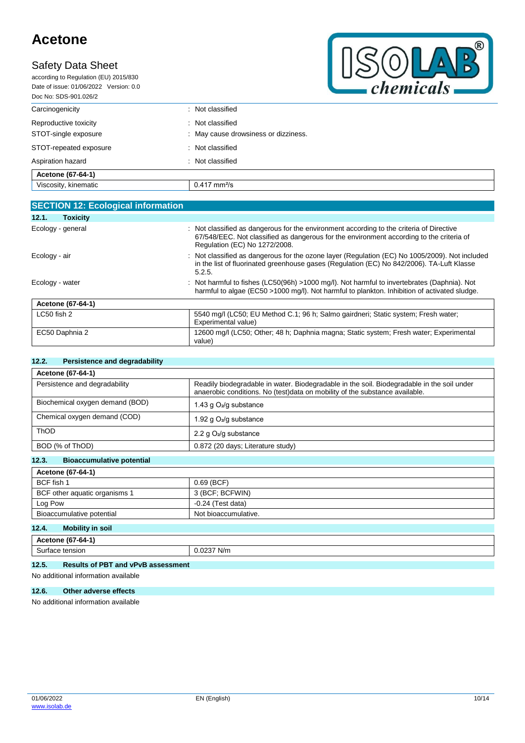| | |
|---|---|
| Carcinogenicity | : Not classified |
| Reproductive toxicity | : Not classified |
| STOT-single exposure | : May cause drowsiness or dizziness. |
| STOT-repeated exposure | : Not classified |
| Aspiration hazard | : Not classified |

| Acetone (67-64-1) | |
|---|---|
| Viscosity, kinematic | 0.417 $mm^2/s$ |

## SECTION 12: Ecological information

### 12.1. Toxicity

| | |
|---|---|
| Ecology - general | : Not classified as dangerous for the environment according to the criteria of Directive 67/548/EEC. Not classified as dangerous for the environment according to the criteria of Regulation (EC) No 1272/2008. |
| Ecology - air | : Not classified as dangerous for the ozone layer (Regulation (EC) No 1005/2009). Not included in the list of fluorinated greenhouse gases (Regulation (EC) No 842/2006). TA-Luft Klasse 5.2.5. |
| Ecology - water | : Not harmful to fishes (LC50(96h) >1000 mg/l). Not harmful to invertebrates (Daphnia). Not harmful to algae (EC50 >1000 mg/l). Not harmful to plankton. Inhibition of activated sludge. |

| Acetone (67-64-1) | |
|---|---|
| LC50 fish 2 | 5540 mg/l (LC50; EU Method C.1; 96 h; Salmo gairdneri; Static system; Fresh water; Experimental value) |
| EC50 Daphnia 2 | 12600 mg/l (LC50; Other; 48 h; Daphnia magna; Static system; Fresh water; Experimental value) |

### 12.2. Persistence and degradability

| Acetone (67-64-1) | |
|---|---|
| Persistence and degradability | Readily biodegradable in water. Biodegradable in the soil. Biodegradable in the soil under anaerobic conditions. No (test)data on mobility of the substance available. |
| Biochemical oxygen demand (BOD) | 1.43 g $O_2$/g substance |
| Chemical oxygen demand (COD) | 1.92 g $O_2$/g substance |
| ThOD | 2.2 g $O_2$/g substance |
| BOD (% of ThOD) | 0.872 (20 days; Literature study) |

### 12.3. Bioaccumulative potential

| Acetone (67-64-1) | |
|---|---|
| BCF fish 1 | 0.69 (BCF) |
| BCF other aquatic organisms 1 | 3 (BCF; BCFWIN) |
| Log Pow | -0.24 (Test data) |
| Bioaccumulative potential | Not bioaccumulative. |

### 12.4. Mobility in soil

| Acetone (67-64-1) | |
|---|---|
| Surface tension | 0.0237 N/m |

### 12.5. Results of PBT and vPvB assessment

No additional information available

### 12.6. Other adverse effects

No additional information available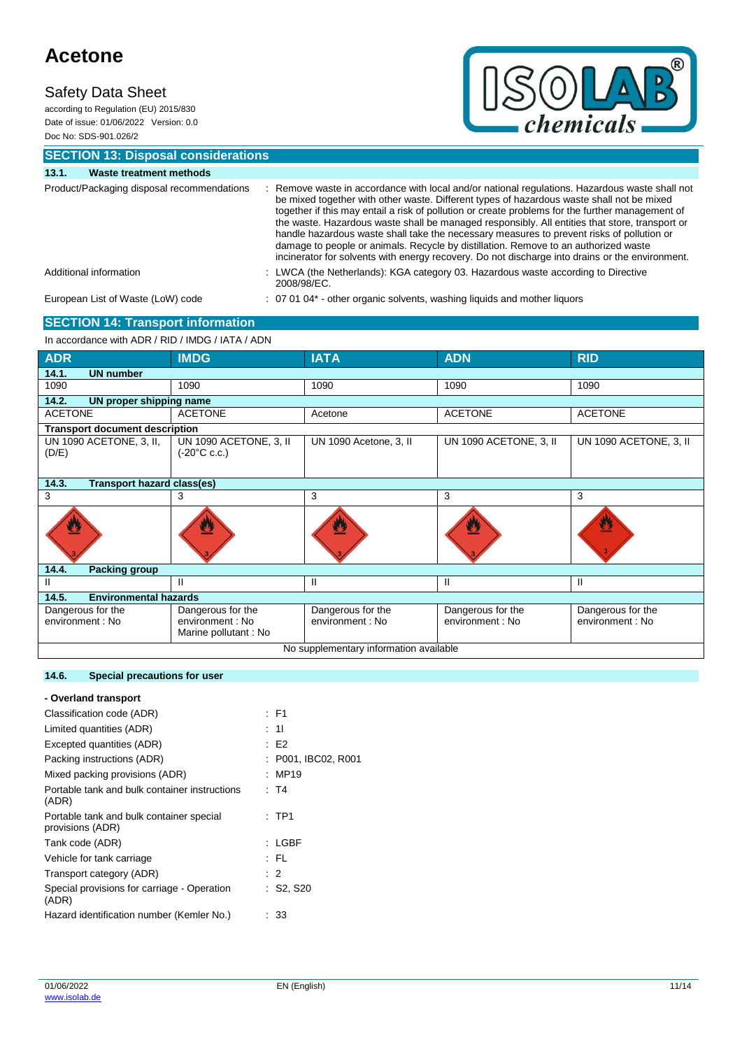## SECTION 13: Disposal considerations

### 13.1. Waste treatment methods

Product/Packaging disposal recommendations : Remove waste in accordance with local and/or national regulations. Hazardous waste shall not be mixed together with other waste. Different types of hazardous waste shall not be mixed together if this may entail a risk of pollution or create problems for the further management of the waste. Hazardous waste shall be managed responsibly. All entities that store, transport or handle hazardous waste shall take the necessary measures to prevent risks of pollution or damage to people or animals. Recycle by distillation. Remove to an authorized waste incinerator for solvents with energy recovery. Do not discharge into drains or the environment.

Additional information : LWCA (the Netherlands): KGA category 03. Hazardous waste according to Directive 2008/98/EC.

European List of Waste (LoW) code : 07 01 04* - other organic solvents, washing liquids and mother liquors

## SECTION 14: Transport information

In accordance with ADR / RID / IMDG / IATA / ADN

| ADR | IMDG | IATA | ADN | RID |
|---|---|---|---|---|
| **14.1. UN number** | | | | |
| 1090 | 1090 | 1090 | 1090 | 1090 |
| **14.2. UN proper shipping name** | | | | |
| ACETONE | ACETONE | Acetone | ACETONE | ACETONE |
| **Transport document description** | | | | |
| UN 1090 ACETONE, 3, II, (D/E) | UN 1090 ACETONE, 3, II (-20°C c.c.) | UN 1090 Acetone, 3, II | UN 1090 ACETONE, 3, II | UN 1090 ACETONE, 3, II |
| **14.3. Transport hazard class(es)** | | | | |
| 3 | 3 | 3 | 3 | 3 |
| **14.4. Packing group** | | | | |
| II | II | II | II | II |
| **14.5. Environmental hazards** | | | | |
| Dangerous for the environment : No | Dangerous for the environment : No<br>Marine pollutant : No | Dangerous for the environment : No | Dangerous for the environment : No | Dangerous for the environment : No |
| No supplementary information available | | | | |

### 14.6. Special precautions for user

**- Overland transport**

Classification code (ADR) : F1

Limited quantities (ADR) : 1l

Excepted quantities (ADR) : E2

Packing instructions (ADR) : P001, IBC02, R001

Mixed packing provisions (ADR) : MP19

Portable tank and bulk container instructions (ADR) : T4

Portable tank and bulk container special provisions (ADR) : TP1

Tank code (ADR) : LGBF

Vehicle for tank carriage : FL

Transport category (ADR) : 2

Special provisions for carriage - Operation (ADR) : S2, S20

Hazard identification number (Kemler No.) : 33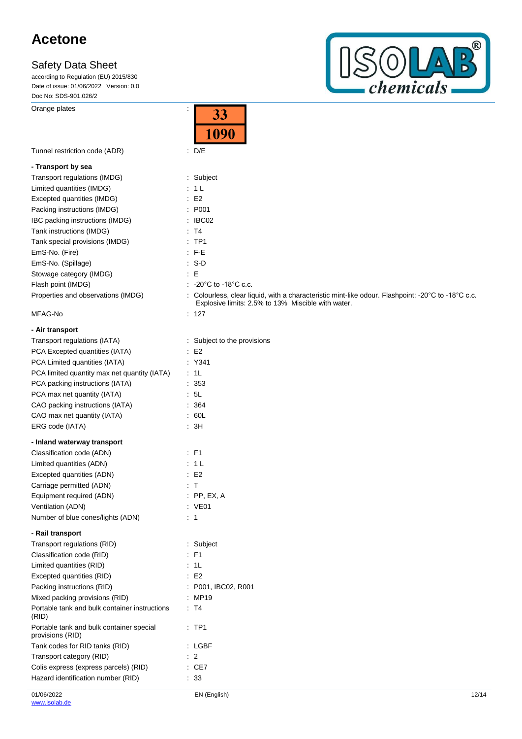| | |
|---|---|
| Orange plates | : 33 / 1090 |
| Tunnel restriction code (ADR) | : D/E |

**- Transport by sea**

| | |
|---|---|
| Transport regulations (IMDG) | : Subject |
| Limited quantities (IMDG) | : 1 L |
| Excepted quantities (IMDG) | : E2 |
| Packing instructions (IMDG) | : P001 |
| IBC packing instructions (IMDG) | : IBC02 |
| Tank instructions (IMDG) | : T4 |
| Tank special provisions (IMDG) | : TP1 |
| EmS-No. (Fire) | : F-E |
| EmS-No. (Spillage) | : S-D |
| Stowage category (IMDG) | : E |
| Flash point (IMDG) | : -20°C to -18°C c.c. |
| Properties and observations (IMDG) | : Colourless, clear liquid, with a characteristic mint-like odour. Flashpoint: -20°C to -18°C c.c. Explosive limits: 2.5% to 13% Miscible with water. |
| MFAG-No | : 127 |

**- Air transport**

| | |
|---|---|
| Transport regulations (IATA) | : Subject to the provisions |
| PCA Excepted quantities (IATA) | : E2 |
| PCA Limited quantities (IATA) | : Y341 |
| PCA limited quantity max net quantity (IATA) | : 1L |
| PCA packing instructions (IATA) | : 353 |
| PCA max net quantity (IATA) | : 5L |
| CAO packing instructions (IATA) | : 364 |
| CAO max net quantity (IATA) | : 60L |
| ERG code (IATA) | : 3H |

**- Inland waterway transport**

| | |
|---|---|
| Classification code (ADN) | : F1 |
| Limited quantities (ADN) | : 1 L |
| Excepted quantities (ADN) | : E2 |
| Carriage permitted (ADN) | : T |
| Equipment required (ADN) | : PP, EX, A |
| Ventilation (ADN) | : VE01 |
| Number of blue cones/lights (ADN) | : 1 |

**- Rail transport**

| | |
|---|---|
| Transport regulations (RID) | : Subject |
| Classification code (RID) | : F1 |
| Limited quantities (RID) | : 1L |
| Excepted quantities (RID) | : E2 |
| Packing instructions (RID) | : P001, IBC02, R001 |
| Mixed packing provisions (RID) | : MP19 |
| Portable tank and bulk container instructions (RID) | : T4 |
| Portable tank and bulk container special provisions (RID) | : TP1 |
| Tank codes for RID tanks (RID) | : LGBF |
| Transport category (RID) | : 2 |
| Colis express (express parcels) (RID) | : CE7 |
| Hazard identification number (RID) | : 33 |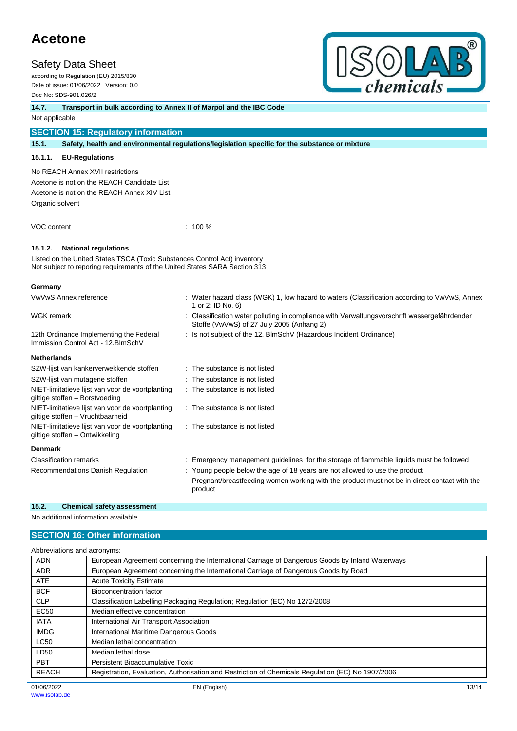#### 14.7. Transport in bulk according to Annex II of Marpol and the IBC Code

Not applicable

## SECTION 15: Regulatory information

### 15.1. Safety, health and environmental regulations/legislation specific for the substance or mixture

#### 15.1.1. EU-Regulations

No REACH Annex XVII restrictions

Acetone is not on the REACH Candidate List

Acetone is not on the REACH Annex XIV List

Organic solvent

VOC content : 100 %

#### 15.1.2. National regulations

Listed on the United States TSCA (Toxic Substances Control Act) inventory

Not subject to reporing requirements of the United States SARA Section 313

**Germany**

| | |
|---|---|
| VwVwS Annex reference | : Water hazard class (WGK) 1, low hazard to waters (Classification according to VwVwS, Annex 1 or 2; ID No. 6) |
| WGK remark | : Classification water polluting in compliance with Verwaltungsvorschrift wassergefährdender Stoffe (VwVwS) of 27 July 2005 (Anhang 2) |
| 12th Ordinance Implementing the Federal Immission Control Act - 12.BImSchV | : Is not subject of the 12. BlmSchV (Hazardous Incident Ordinance) |

**Netherlands**

| | |
|---|---|
| SZW-lijst van kankerverwekkende stoffen | : The substance is not listed |
| SZW-lijst van mutagene stoffen | : The substance is not listed |
| NIET-limitatieve lijst van voor de voortplanting giftige stoffen – Borstvoeding | : The substance is not listed |
| NIET-limitatieve lijst van voor de voortplanting giftige stoffen – Vruchtbaarheid | : The substance is not listed |
| NIET-limitatieve lijst van voor de voortplanting giftige stoffen – Ontwikkeling | : The substance is not listed |

**Denmark**

| | |
|---|---|
| Classification remarks | : Emergency management guidelines for the storage of flammable liquids must be followed |
| Recommendations Danish Regulation | : Young people below the age of 18 years are not allowed to use the product<br>Pregnant/breastfeeding women working with the product must not be in direct contact with the product |

### 15.2. Chemical safety assessment

No additional information available

## SECTION 16: Other information

Abbreviations and acronyms:

| | |
|---|---|
| ADN | European Agreement concerning the International Carriage of Dangerous Goods by Inland Waterways |
| ADR | European Agreement concerning the International Carriage of Dangerous Goods by Road |
| ATE | Acute Toxicity Estimate |
| BCF | Bioconcentration factor |
| CLP | Classification Labelling Packaging Regulation; Regulation (EC) No 1272/2008 |
| EC50 | Median effective concentration |
| IATA | International Air Transport Association |
| IMDG | International Maritime Dangerous Goods |
| LC50 | Median lethal concentration |
| LD50 | Median lethal dose |
| PBT | Persistent Bioaccumulative Toxic |
| REACH | Registration, Evaluation, Authorisation and Restriction of Chemicals Regulation (EC) No 1907/2006 |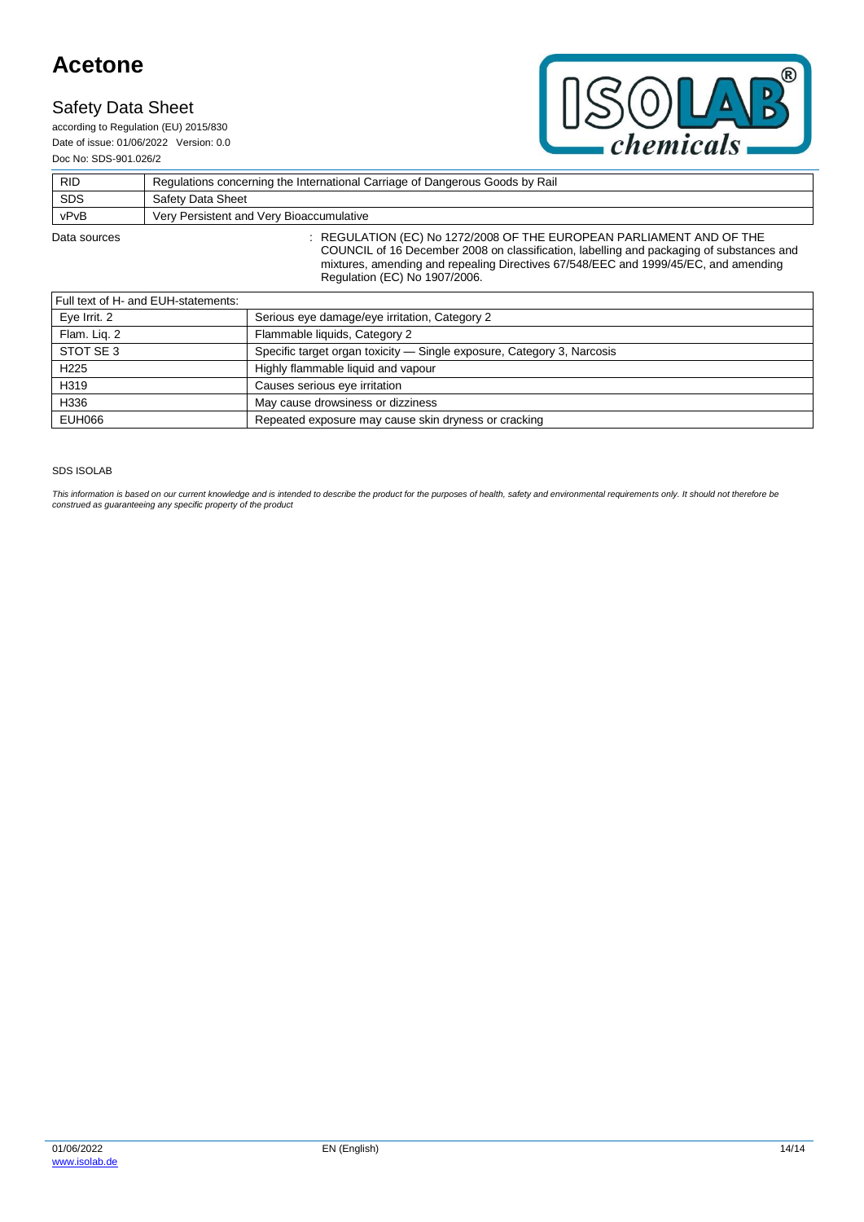| | |
|---|---|
| RID | Regulations concerning the International Carriage of Dangerous Goods by Rail |
| SDS | Safety Data Sheet |
| vPvB | Very Persistent and Very Bioaccumulative |

Data sources : REGULATION (EC) No 1272/2008 OF THE EUROPEAN PARLIAMENT AND OF THE COUNCIL of 16 December 2008 on classification, labelling and packaging of substances and mixtures, amending and repealing Directives 67/548/EEC and 1999/45/EC, and amending Regulation (EC) No 1907/2006.

| Full text of H- and EUH-statements: | |
|---|---|
| Eye Irrit. 2 | Serious eye damage/eye irritation, Category 2 |
| Flam. Liq. 2 | Flammable liquids, Category 2 |
| STOT SE 3 | Specific target organ toxicity — Single exposure, Category 3, Narcosis |
| H225 | Highly flammable liquid and vapour |
| H319 | Causes serious eye irritation |
| H336 | May cause drowsiness or dizziness |
| EUH066 | Repeated exposure may cause skin dryness or cracking |

SDS ISOLAB

*This information is based on our current knowledge and is intended to describe the product for the purposes of health, safety and environmental requirements only. It should not therefore be construed as guaranteeing any specific property of the product*